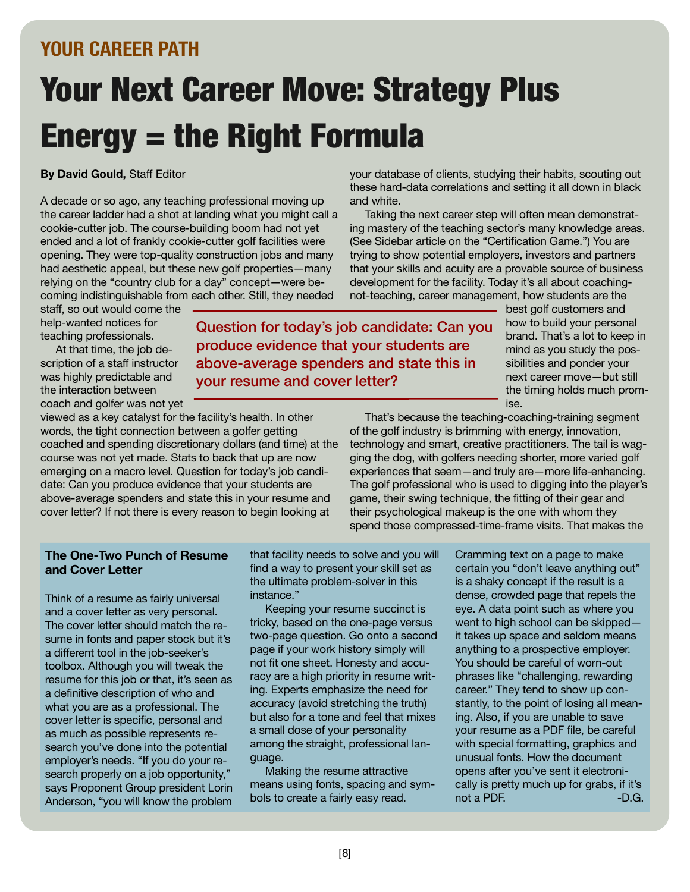YOUR CAREER PATH

# Your Next Career Move: Strategy Plus Energy = the Right Formula

**By David Gould,** Staff Editor

A decade or so ago, any teaching professional moving up the career ladder had a shot at landing what you might call a cookie-cutter job. The course-building boom had not yet ended and a lot of frankly cookie-cutter golf facilities were opening. They were top-quality construction jobs and many had aesthetic appeal, but these new golf properties—many relying on the "country club for a day" concept—were becoming indistinguishable from each other. Still, they needed staff, so out would come the help-wanted notices for teaching professionals.

At that time, the job description of a staff instructor was highly predictable and the interaction between coach and golfer was not yet viewed as a key catalyst for the facility's health. In other words, the tight connection between a golfer getting coached and spending discretionary dollars (and time) at the course was not yet made. Stats to back that up are now emerging on a macro level. Question for today's job candidate: Can you produce evidence that your students are above-average spenders and state this in your resume and cover letter? If not there is every reason to begin looking at your database of clients, studying their habits, scouting out these hard-data correlations and setting it all down in black and white.

> Question for today's job candidate: Can you produce evidence that your students are above-average spenders and state this in your resume and cover letter?

Taking the next career step will often mean demonstrating mastery of the teaching sector's many knowledge areas. (See Sidebar article on the "Certification Game.") You are trying to show potential employers, investors and partners that your skills and acuity are a provable source of business development for the facility. Today it's all about coaching-not-teaching, career management, how students are the best golf customers and how to build your personal brand. That's a lot to keep in mind as you study the possibilities and ponder your next career move—but still the timing holds much promise.

That's because the teaching-coaching-training segment of the golf industry is brimming with energy, innovation, technology and smart, creative practitioners. The tail is wagging the dog, with golfers needing shorter, more varied golf experiences that seem—and truly are—more life-enhancing. The golf professional who is used to digging into the player's game, their swing technique, the fitting of their gear and their psychological makeup is the one with whom they spend those compressed-time-frame visits. That makes the

### The One-Two Punch of Resume and Cover Letter

Think of a resume as fairly universal and a cover letter as very personal. The cover letter should match the resume in fonts and paper stock but it's a different tool in the job-seeker's toolbox. Although you will tweak the resume for this job or that, it's seen as a definitive description of who and what you are as a professional. The cover letter is specific, personal and as much as possible represents research you've done into the potential employer's needs. "If you do your research properly on a job opportunity," says Proponent Group president Lorin Anderson, "you will know the problem that facility needs to solve and you will find a way to present your skill set as the ultimate problem-solver in this instance."

Keeping your resume succinct is tricky, based on the one-page versus two-page question. Go onto a second page if your work history simply will not fit one sheet. Honesty and accuracy are a high priority in resume writing. Experts emphasize the need for accuracy (avoid stretching the truth) but also for a tone and feel that mixes a small dose of your personality among the straight, professional language.

Making the resume attractive means using fonts, spacing and symbols to create a fairly easy read. Cramming text on a page to make certain you "don't leave anything out" is a shaky concept if the result is a dense, crowded page that repels the eye. A data point such as where you went to high school can be skipped—it takes up space and seldom means anything to a prospective employer. You should be careful of worn-out phrases like "challenging, rewarding career." They tend to show up constantly, to the point of losing all meaning. Also, if you are unable to save your resume as a PDF file, be careful with special formatting, graphics and unusual fonts. How the document opens after you've sent it electronically is pretty much up for grabs, if it's not a PDF. -D.G.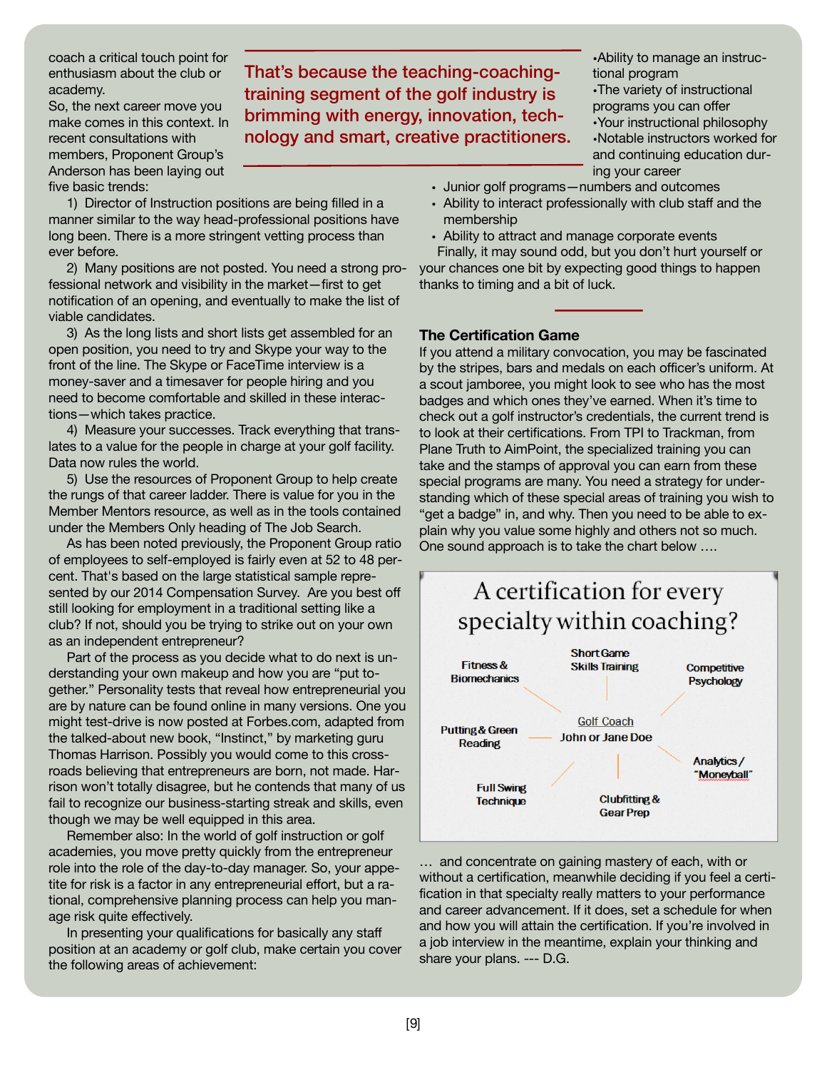coach a critical touch point for enthusiasm about the club or academy.

So, the next career move you make comes in this context. In recent consultations with members, Proponent Group's Anderson has been laying out five basic trends:

1) Director of Instruction positions are being filled in a manner similar to the way head-professional positions have long been. There is a more stringent vetting process than ever before.

2) Many positions are not posted. You need a strong professional network and visibility in the market—first to get notification of an opening, and eventually to make the list of viable candidates.

3) As the long lists and short lists get assembled for an open position, you need to try and Skype your way to the front of the line. The Skype or FaceTime interview is a money-saver and a timesaver for people hiring and you need to become comfortable and skilled in these interactions—which takes practice.

4) Measure your successes. Track everything that translates to a value for the people in charge at your golf facility. Data now rules the world.

5) Use the resources of Proponent Group to help create the rungs of that career ladder. There is value for you in the Member Mentors resource, as well as in the tools contained under the Members Only heading of The Job Search.

As has been noted previously, the Proponent Group ratio of employees to self-employed is fairly even at 52 to 48 percent. That's based on the large statistical sample represented by our 2014 Compensation Survey. Are you best off still looking for employment in a traditional setting like a club? If not, should you be trying to strike out on your own as an independent entrepreneur?

Part of the process as you decide what to do next is understanding your own makeup and how you are "put together." Personality tests that reveal how entrepreneurial you are by nature can be found online in many versions. One you might test-drive is now posted at Forbes.com, adapted from the talked-about new book, "Instinct," by marketing guru Thomas Harrison. Possibly you would come to this crossroads believing that entrepreneurs are born, not made. Harrison won't totally disagree, but he contends that many of us fail to recognize our business-starting streak and skills, even though we may be well equipped in this area.

Remember also: In the world of golf instruction or golf academies, you move pretty quickly from the entrepreneur role into the role of the day-to-day manager. So, your appetite for risk is a factor in any entrepreneurial effort, but a rational, comprehensive planning process can help you manage risk quite effectively.

In presenting your qualifications for basically any staff position at an academy or golf club, make certain you cover the following areas of achievement:

**That's because the teaching-coaching-training segment of the golf industry is brimming with energy, innovation, technology and smart, creative practitioners.**

- Ability to manage an instructional program
- The variety of instructional programs you can offer
- Your instructional philosophy
- Notable instructors worked for and continuing education during your career
- Junior golf programs—numbers and outcomes
- Ability to interact professionally with club staff and the membership
- Ability to attract and manage corporate events

Finally, it may sound odd, but you don't hurt yourself or your chances one bit by expecting good things to happen thanks to timing and a bit of luck.

### The Certification Game

If you attend a military convocation, you may be fascinated by the stripes, bars and medals on each officer's uniform. At a scout jamboree, you might look to see who has the most badges and which ones they've earned. When it's time to check out a golf instructor's credentials, the current trend is to look at their certifications. From TPI to Trackman, from Plane Truth to AimPoint, the specialized training you can take and the stamps of approval you can earn from these special programs are many. You need a strategy for understanding which of these special areas of training you wish to "get a badge" in, and why. Then you need to be able to explain why you value some highly and others not so much. One sound approach is to take the chart below ….

A certification for every specialty within coaching?

Golf Coach
John or Jane Doe

Fitness & Biomechanics

Short Game Skills Training

Competitive Psychology

Putting & Green Reading

Analytics / "Moneyball"

Full Swing Technique

Clubfitting & Gear Prep

… and concentrate on gaining mastery of each, with or without a certification, meanwhile deciding if you feel a certification in that specialty really matters to your performance and career advancement. If it does, set a schedule for when and how you will attain the certification. If you're involved in a job interview in the meantime, explain your thinking and share your plans. --- D.G.